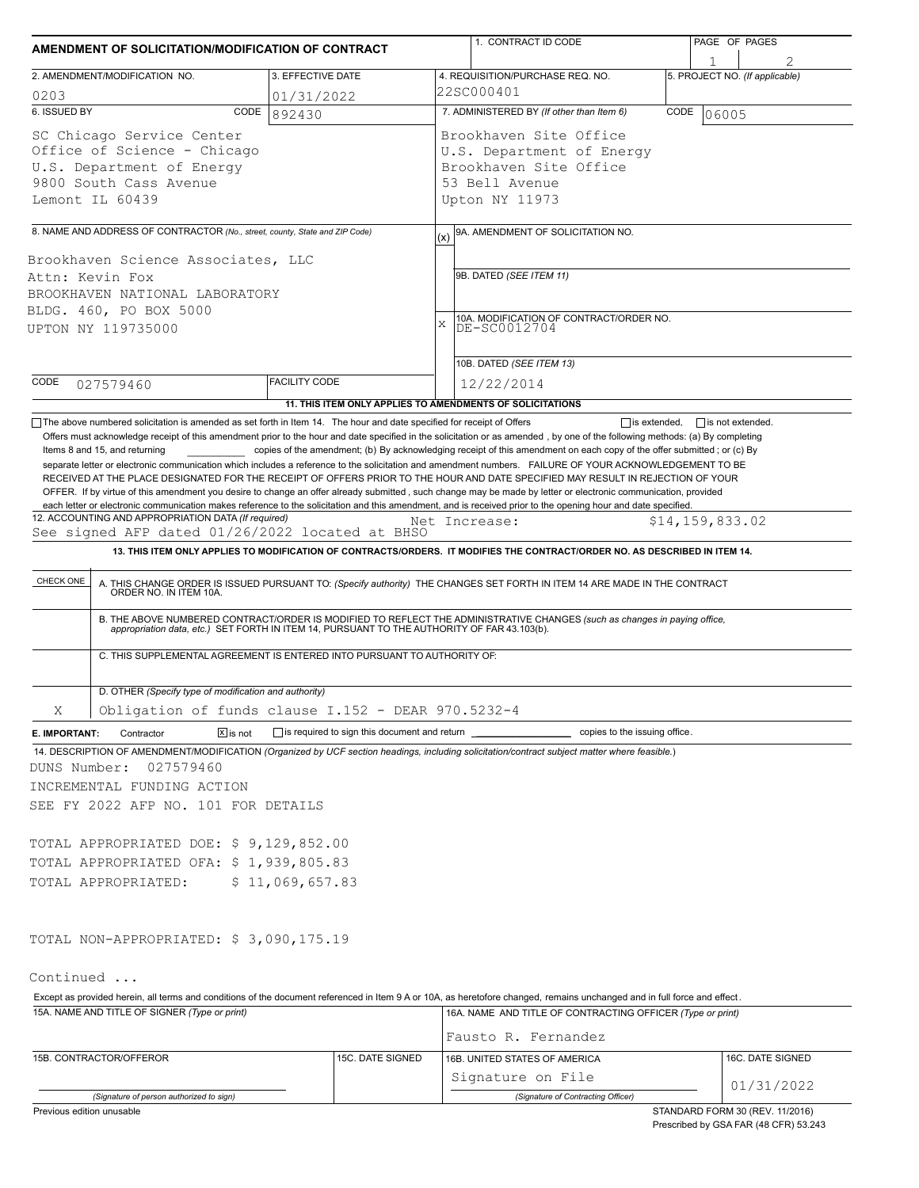# AMENDMENT OF SOLICITATION/MODIFICATION OF CONTRACT

| 1. CONTRACT ID CODE | PAGE OF PAGES |
|---|---|
| | 1 / 2 |

| 2. AMENDMENT/MODIFICATION NO. | 3. EFFECTIVE DATE | 4. REQUISITION/PURCHASE REQ. NO. | 5. PROJECT NO. (If applicable) |
|---|---|---|---|
| 0203 | 01/31/2022 | 22SC000401 | |

| 6. ISSUED BY CODE 892430 | 7. ADMINISTERED BY (If other than Item 6) CODE 06005 |
|---|---|
| SC Chicago Service Center<br>Office of Science - Chicago<br>U.S. Department of Energy<br>9800 South Cass Avenue<br>Lemont IL 60439 | Brookhaven Site Office<br>U.S. Department of Energy<br>Brookhaven Site Office<br>53 Bell Avenue<br>Upton NY 11973 |

8. NAME AND ADDRESS OF CONTRACTOR (No., street, county, State and ZIP Code)

Brookhaven Science Associates, LLC
Attn: Kevin Fox
BROOKHAVEN NATIONAL LABORATORY
BLDG. 460, PO BOX 5000
UPTON NY 119735000

CODE 027579460 | FACILITY CODE

(x) 9A. AMENDMENT OF SOLICITATION NO.

9B. DATED (SEE ITEM 11)

X 10A. MODIFICATION OF CONTRACT/ORDER NO. DE-SC0012704

10B. DATED (SEE ITEM 13) 12/22/2014

## 11. THIS ITEM ONLY APPLIES TO AMENDMENTS OF SOLICITATIONS

☐ The above numbered solicitation is amended as set forth in Item 14. The hour and date specified for receipt of Offers ☐ is extended, ☐ is not extended.

Offers must acknowledge receipt of this amendment prior to the hour and date specified in the solicitation or as amended , by one of the following methods: (a) By completing Items 8 and 15, and returning __________ copies of the amendment; (b) By acknowledging receipt of this amendment on each copy of the offer submitted ; or (c) By separate letter or electronic communication which includes a reference to the solicitation and amendment numbers. FAILURE OF YOUR ACKNOWLEDGEMENT TO BE RECEIVED AT THE PLACE DESIGNATED FOR THE RECEIPT OF OFFERS PRIOR TO THE HOUR AND DATE SPECIFIED MAY RESULT IN REJECTION OF YOUR OFFER. If by virtue of this amendment you desire to change an offer already submitted , such change may be made by letter or electronic communication, provided each letter or electronic communication makes reference to the solicitation and this amendment, and is received prior to the opening hour and date specified.

12. ACCOUNTING AND APPROPRIATION DATA (If required)
See signed AFP dated 01/26/2022 located at BHSO — Net Increase: $14,159,833.02

## 13. THIS ITEM ONLY APPLIES TO MODIFICATION OF CONTRACTS/ORDERS. IT MODIFIES THE CONTRACT/ORDER NO. AS DESCRIBED IN ITEM 14.

| CHECK ONE | |
|---|---|
| | A. THIS CHANGE ORDER IS ISSUED PURSUANT TO: (Specify authority) THE CHANGES SET FORTH IN ITEM 14 ARE MADE IN THE CONTRACT ORDER NO. IN ITEM 10A. |
| | B. THE ABOVE NUMBERED CONTRACT/ORDER IS MODIFIED TO REFLECT THE ADMINISTRATIVE CHANGES (such as changes in paying office, appropriation data, etc.) SET FORTH IN ITEM 14, PURSUANT TO THE AUTHORITY OF FAR 43.103(b). |
| | C. THIS SUPPLEMENTAL AGREEMENT IS ENTERED INTO PURSUANT TO AUTHORITY OF: |
| X | D. OTHER (Specify type of modification and authority)<br>Obligation of funds clause I.152 - DEAR 970.5232-4 |

E. IMPORTANT: Contractor ☒ is not ☐ is required to sign this document and return __________ copies to the issuing office.

14. DESCRIPTION OF AMENDMENT/MODIFICATION (Organized by UCF section headings, including solicitation/contract subject matter where feasible.)

DUNS Number: 027579460
INCREMENTAL FUNDING ACTION
SEE FY 2022 AFP NO. 101 FOR DETAILS

TOTAL APPROPRIATED DOE: $ 9,129,852.00
TOTAL APPROPRIATED OFA: $ 1,939,805.83
TOTAL APPROPRIATED: $ 11,069,657.83

TOTAL NON-APPROPRIATED: $ 3,090,175.19

Continued ...

Except as provided herein, all terms and conditions of the document referenced in Item 9 A or 10A, as heretofore changed, remains unchanged and in full force and effect.

| 15A. NAME AND TITLE OF SIGNER (Type or print) | | 16A. NAME AND TITLE OF CONTRACTING OFFICER (Type or print) | |
|---|---|---|---|
| | | Fausto R. Fernandez | |
| 15B. CONTRACTOR/OFFEROR | 15C. DATE SIGNED | 16B. UNITED STATES OF AMERICA | 16C. DATE SIGNED |
| (Signature of person authorized to sign) | | Signature on File<br>(Signature of Contracting Officer) | 01/31/2022 |

Previous edition unusable

STANDARD FORM 30 (REV. 11/2016)
Prescribed by GSA FAR (48 CFR) 53.243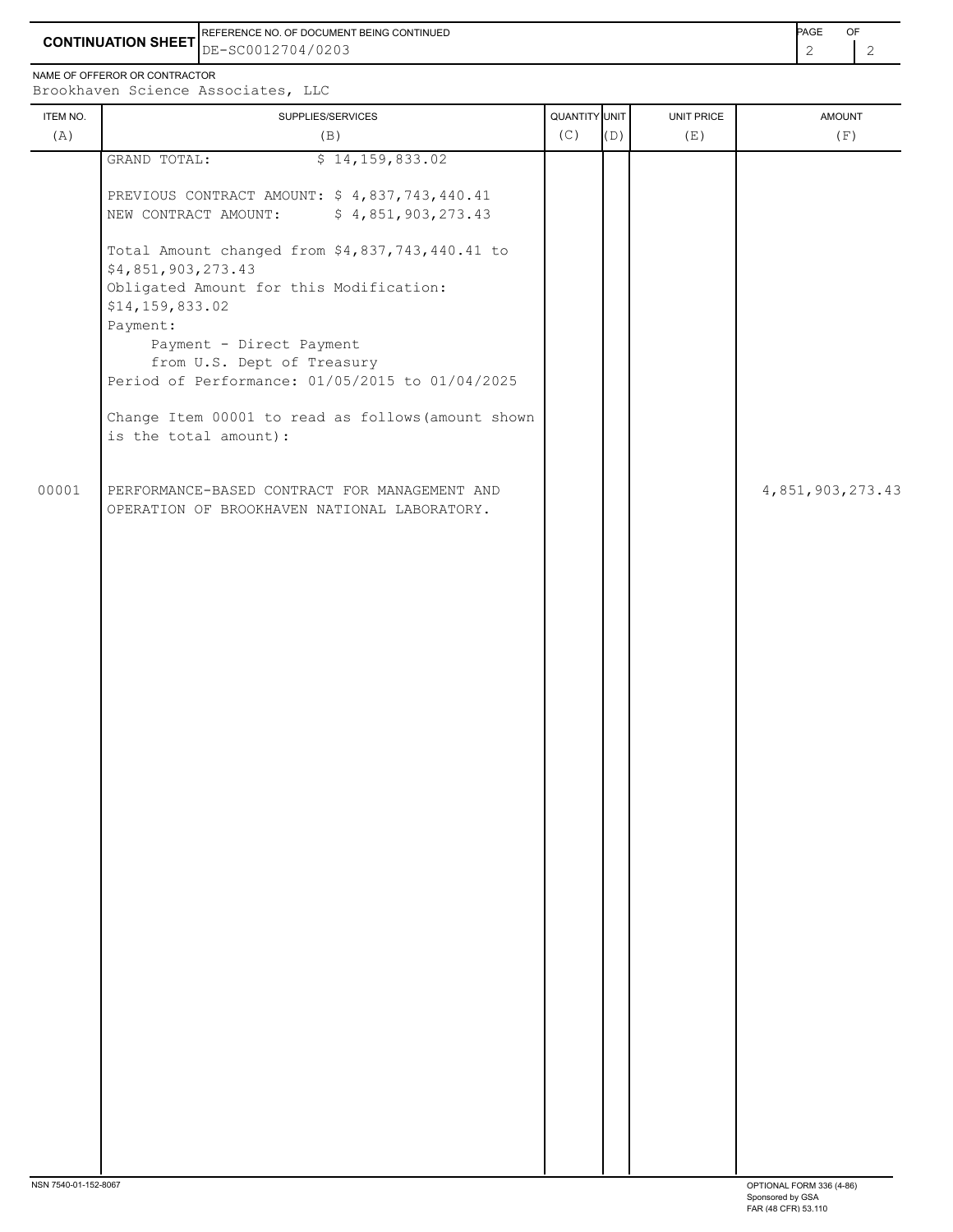**CONTINUATION SHEET**

REFERENCE NO. OF DOCUMENT BEING CONTINUED: DE-SC0012704/0203

NAME OF OFFEROR OR CONTRACTOR: Brookhaven Science Associates, LLC

| ITEM NO. (A) | SUPPLIES/SERVICES (B) | QUANTITY (C) | UNIT (D) | UNIT PRICE (E) | AMOUNT (F) |
|---|---|---|---|---|---|
| | GRAND TOTAL: $ 14,159,833.02 | | | | |
| | PREVIOUS CONTRACT AMOUNT: $ 4,837,743,440.41<br>NEW CONTRACT AMOUNT: $ 4,851,903,273.43 | | | | |
| | Total Amount changed from $4,837,743,440.41 to $4,851,903,273.43<br>Obligated Amount for this Modification: $14,159,833.02<br>Payment:<br>Payment - Direct Payment<br>from U.S. Dept of Treasury<br>Period of Performance: 01/05/2015 to 01/04/2025 | | | | |
| | Change Item 00001 to read as follows(amount shown is the total amount): | | | | |
| 00001 | PERFORMANCE-BASED CONTRACT FOR MANAGEMENT AND OPERATION OF BROOKHAVEN NATIONAL LABORATORY. | | | | 4,851,903,273.43 |

NSN 7540-01-152-8067

OPTIONAL FORM 336 (4-86)
Sponsored by GSA
FAR (48 CFR) 53.110